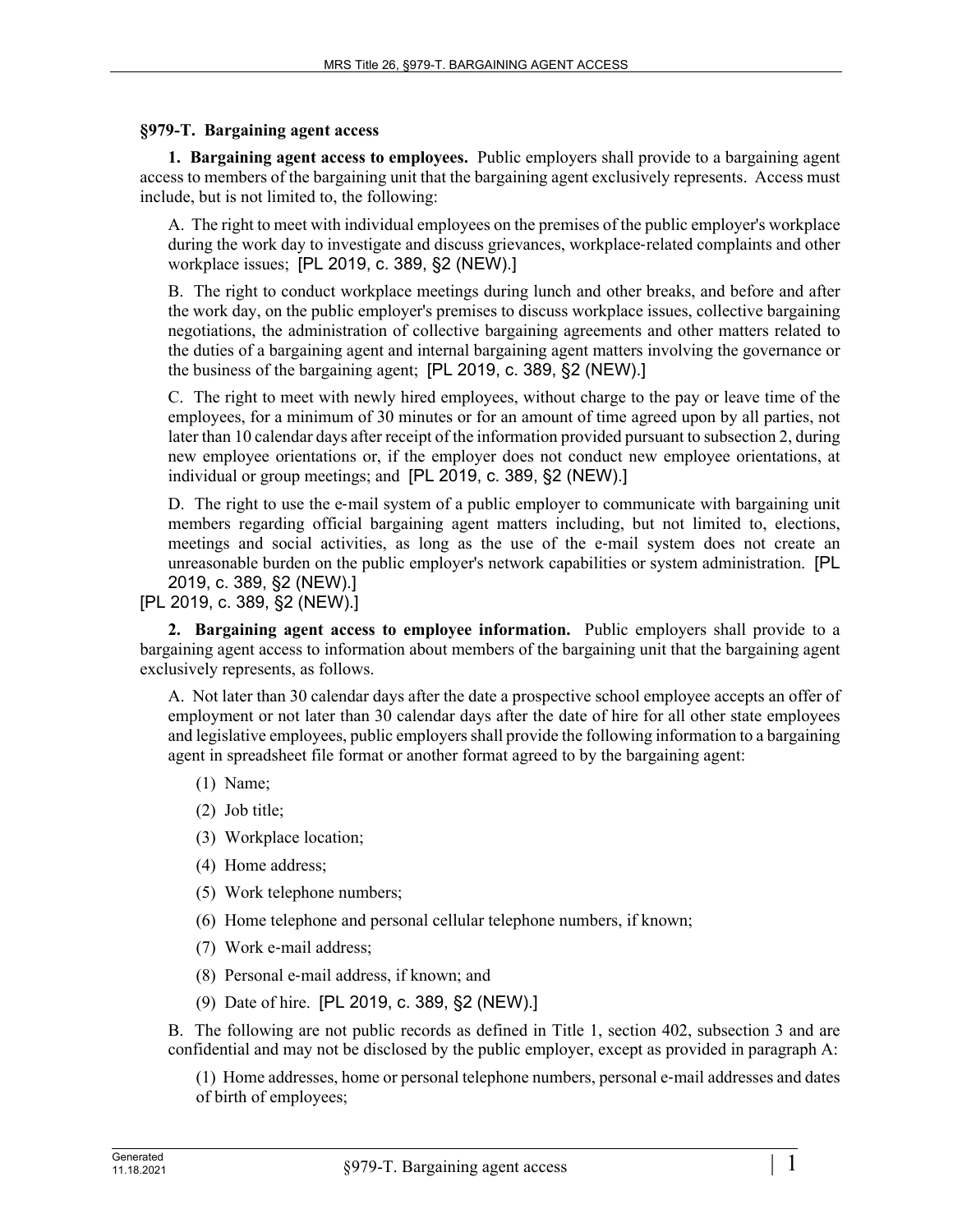### §979-T. Bargaining agent access

**1. Bargaining agent access to employees.** Public employers shall provide to a bargaining agent access to members of the bargaining unit that the bargaining agent exclusively represents. Access must include, but is not limited to, the following:

A. The right to meet with individual employees on the premises of the public employer's workplace during the work day to investigate and discuss grievances, workplace-related complaints and other workplace issues; [PL 2019, c. 389, §2 (NEW).]

B. The right to conduct workplace meetings during lunch and other breaks, and before and after the work day, on the public employer's premises to discuss workplace issues, collective bargaining negotiations, the administration of collective bargaining agreements and other matters related to the duties of a bargaining agent and internal bargaining agent matters involving the governance or the business of the bargaining agent; [PL 2019, c. 389, §2 (NEW).]

C. The right to meet with newly hired employees, without charge to the pay or leave time of the employees, for a minimum of 30 minutes or for an amount of time agreed upon by all parties, not later than 10 calendar days after receipt of the information provided pursuant to subsection 2, during new employee orientations or, if the employer does not conduct new employee orientations, at individual or group meetings; and [PL 2019, c. 389, §2 (NEW).]

D. The right to use the e-mail system of a public employer to communicate with bargaining unit members regarding official bargaining agent matters including, but not limited to, elections, meetings and social activities, as long as the use of the e-mail system does not create an unreasonable burden on the public employer's network capabilities or system administration. [PL 2019, c. 389, §2 (NEW).]

[PL 2019, c. 389, §2 (NEW).]

**2. Bargaining agent access to employee information.** Public employers shall provide to a bargaining agent access to information about members of the bargaining unit that the bargaining agent exclusively represents, as follows.

A. Not later than 30 calendar days after the date a prospective school employee accepts an offer of employment or not later than 30 calendar days after the date of hire for all other state employees and legislative employees, public employers shall provide the following information to a bargaining agent in spreadsheet file format or another format agreed to by the bargaining agent:

(1) Name;

(2) Job title;

(3) Workplace location;

(4) Home address;

(5) Work telephone numbers;

(6) Home telephone and personal cellular telephone numbers, if known;

(7) Work e-mail address;

(8) Personal e-mail address, if known; and

(9) Date of hire. [PL 2019, c. 389, §2 (NEW).]

B. The following are not public records as defined in Title 1, section 402, subsection 3 and are confidential and may not be disclosed by the public employer, except as provided in paragraph A:

(1) Home addresses, home or personal telephone numbers, personal e-mail addresses and dates of birth of employees;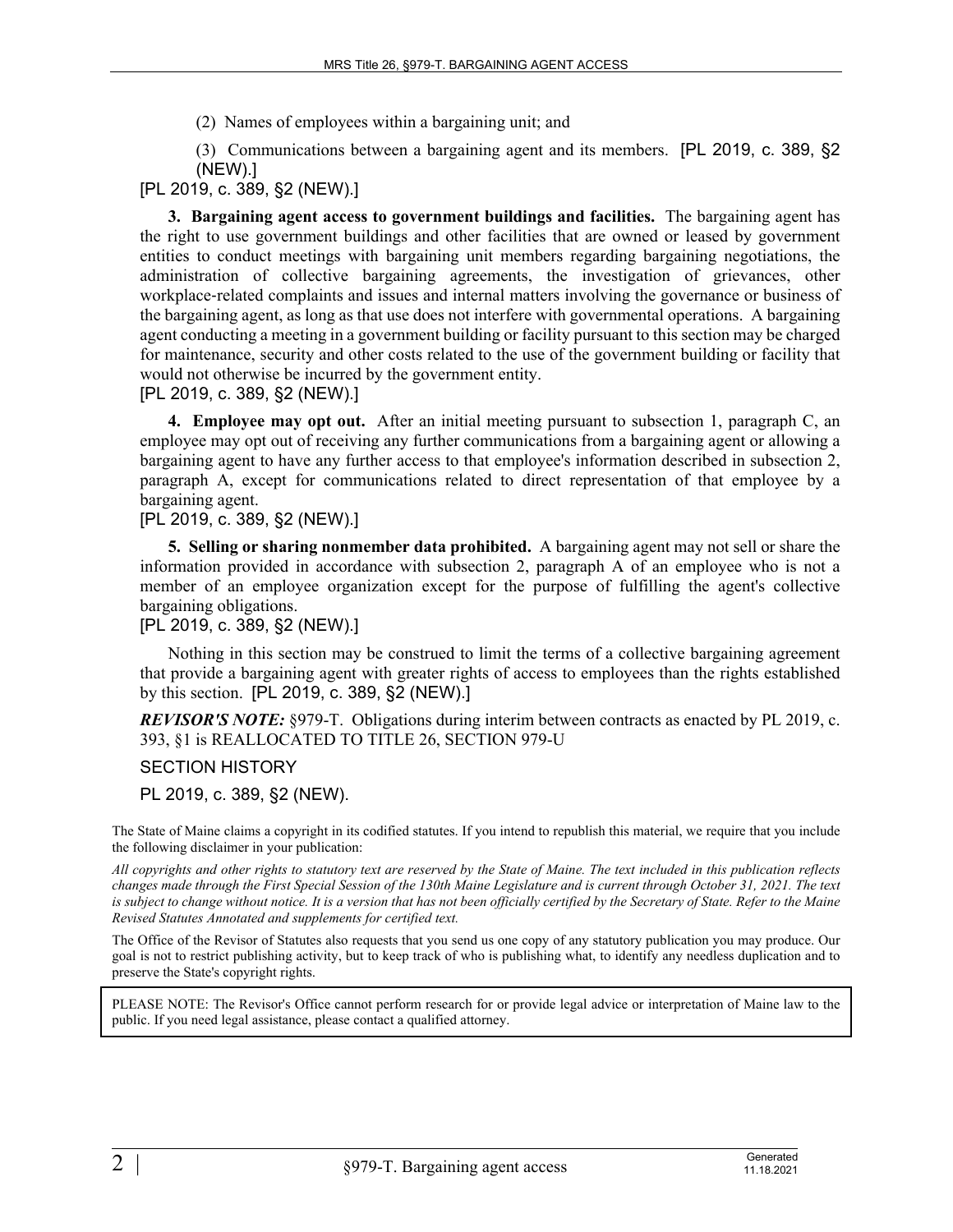(2) Names of employees within a bargaining unit; and

(3) Communications between a bargaining agent and its members. [PL 2019, c. 389, §2 (NEW).]

[PL 2019, c. 389, §2 (NEW).]

**3. Bargaining agent access to government buildings and facilities.** The bargaining agent has the right to use government buildings and other facilities that are owned or leased by government entities to conduct meetings with bargaining unit members regarding bargaining negotiations, the administration of collective bargaining agreements, the investigation of grievances, other workplace-related complaints and issues and internal matters involving the governance or business of the bargaining agent, as long as that use does not interfere with governmental operations. A bargaining agent conducting a meeting in a government building or facility pursuant to this section may be charged for maintenance, security and other costs related to the use of the government building or facility that would not otherwise be incurred by the government entity.

[PL 2019, c. 389, §2 (NEW).]

**4. Employee may opt out.** After an initial meeting pursuant to subsection 1, paragraph C, an employee may opt out of receiving any further communications from a bargaining agent or allowing a bargaining agent to have any further access to that employee's information described in subsection 2, paragraph A, except for communications related to direct representation of that employee by a bargaining agent.

[PL 2019, c. 389, §2 (NEW).]

**5. Selling or sharing nonmember data prohibited.** A bargaining agent may not sell or share the information provided in accordance with subsection 2, paragraph A of an employee who is not a member of an employee organization except for the purpose of fulfilling the agent's collective bargaining obligations.

[PL 2019, c. 389, §2 (NEW).]

Nothing in this section may be construed to limit the terms of a collective bargaining agreement that provide a bargaining agent with greater rights of access to employees than the rights established by this section. [PL 2019, c. 389, §2 (NEW).]

***REVISOR'S NOTE:*** §979-T. Obligations during interim between contracts as enacted by PL 2019, c. 393, §1 is REALLOCATED TO TITLE 26, SECTION 979-U

SECTION HISTORY

PL 2019, c. 389, §2 (NEW).

The State of Maine claims a copyright in its codified statutes. If you intend to republish this material, we require that you include the following disclaimer in your publication:

*All copyrights and other rights to statutory text are reserved by the State of Maine. The text included in this publication reflects changes made through the First Special Session of the 130th Maine Legislature and is current through October 31, 2021. The text is subject to change without notice. It is a version that has not been officially certified by the Secretary of State. Refer to the Maine Revised Statutes Annotated and supplements for certified text.*

The Office of the Revisor of Statutes also requests that you send us one copy of any statutory publication you may produce. Our goal is not to restrict publishing activity, but to keep track of who is publishing what, to identify any needless duplication and to preserve the State's copyright rights.

PLEASE NOTE: The Revisor's Office cannot perform research for or provide legal advice or interpretation of Maine law to the public. If you need legal assistance, please contact a qualified attorney.